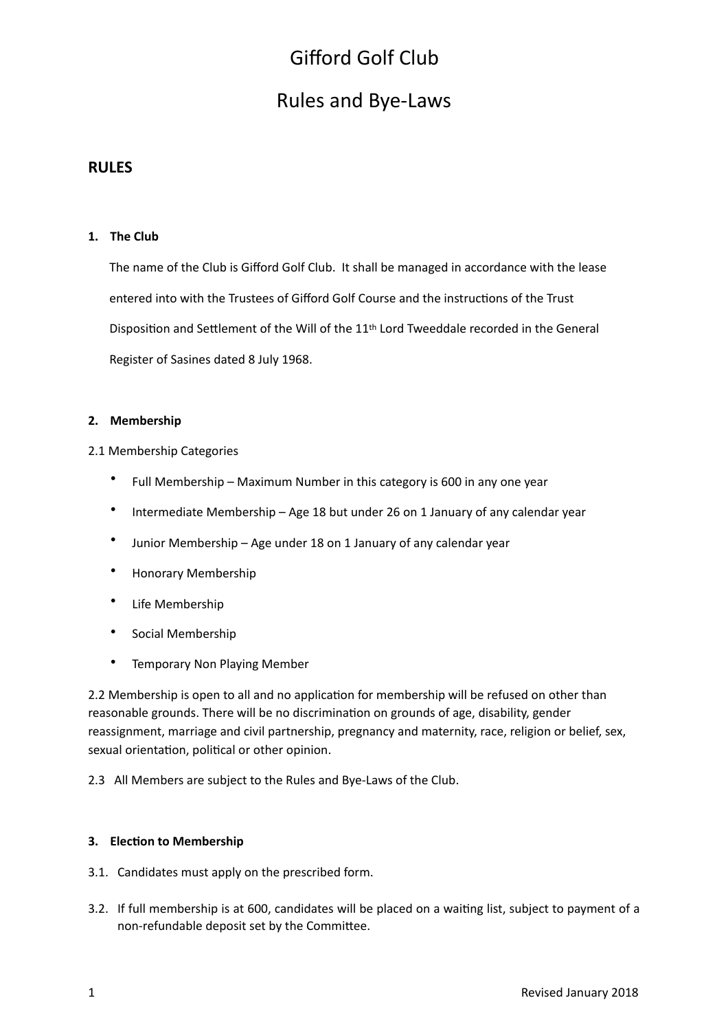# Gifford Golf Club

# Rules and Bye-Laws

## RULES

### 1. The Club

The name of the Club is Gifford Golf Club. It shall be managed in accordance with the lease entered into with the Trustees of Gifford Golf Course and the instructions of the Trust Disposition and Settlement of the Will of the 11th Lord Tweeddale recorded in the General Register of Sasines dated 8 July 1968.

### 2. Membership

2.1 Membership Categories

- Full Membership – Maximum Number in this category is 600 in any one year
- Intermediate Membership – Age 18 but under 26 on 1 January of any calendar year
- Junior Membership – Age under 18 on 1 January of any calendar year
- Honorary Membership
- Life Membership
- Social Membership
- Temporary Non Playing Member

2.2 Membership is open to all and no application for membership will be refused on other than reasonable grounds. There will be no discrimination on grounds of age, disability, gender reassignment, marriage and civil partnership, pregnancy and maternity, race, religion or belief, sex, sexual orientation, political or other opinion.

2.3 All Members are subject to the Rules and Bye-Laws of the Club.

### 3. Election to Membership

3.1. Candidates must apply on the prescribed form.

3.2. If full membership is at 600, candidates will be placed on a waiting list, subject to payment of a non-refundable deposit set by the Committee.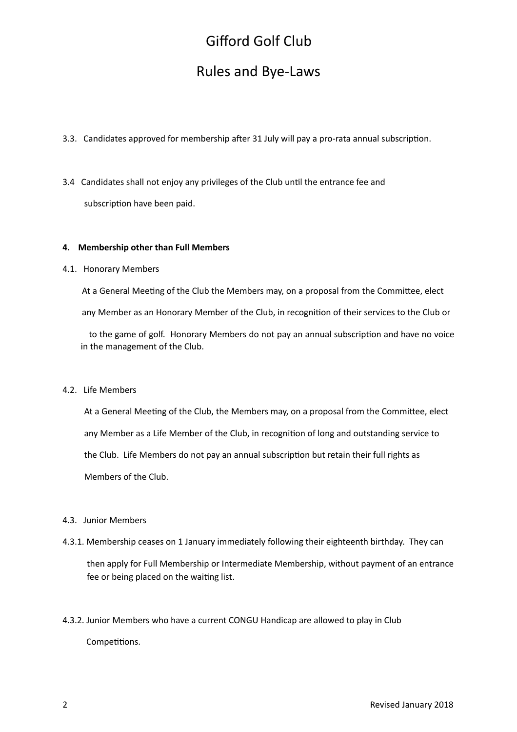# Gifford Golf Club

## Rules and Bye-Laws

3.3. Candidates approved for membership after 31 July will pay a pro-rata annual subscription.

3.4 Candidates shall not enjoy any privileges of the Club until the entrance fee and subscription have been paid.

**4. Membership other than Full Members**

4.1. Honorary Members

At a General Meeting of the Club the Members may, on a proposal from the Committee, elect any Member as an Honorary Member of the Club, in recognition of their services to the Club or to the game of golf. Honorary Members do not pay an annual subscription and have no voice in the management of the Club.

4.2. Life Members

At a General Meeting of the Club, the Members may, on a proposal from the Committee, elect any Member as a Life Member of the Club, in recognition of long and outstanding service to the Club. Life Members do not pay an annual subscription but retain their full rights as Members of the Club.

4.3. Junior Members

4.3.1. Membership ceases on 1 January immediately following their eighteenth birthday. They can then apply for Full Membership or Intermediate Membership, without payment of an entrance fee or being placed on the waiting list.

4.3.2. Junior Members who have a current CONGU Handicap are allowed to play in Club Competitions.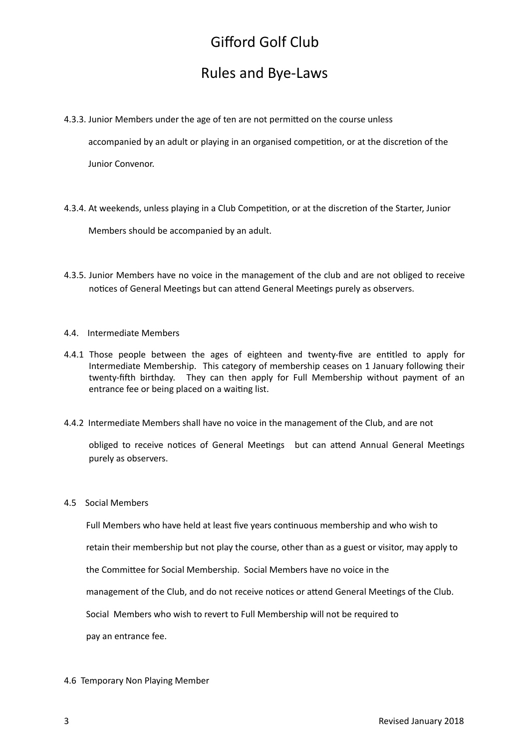4.3.3. Junior Members under the age of ten are not permitted on the course unless accompanied by an adult or playing in an organised competition, or at the discretion of the Junior Convenor.

4.3.4. At weekends, unless playing in a Club Competition, or at the discretion of the Starter, Junior Members should be accompanied by an adult.

4.3.5. Junior Members have no voice in the management of the club and are not obliged to receive notices of General Meetings but can attend General Meetings purely as observers.

4.4. Intermediate Members

4.4.1 Those people between the ages of eighteen and twenty-five are entitled to apply for Intermediate Membership. This category of membership ceases on 1 January following their twenty-fifth birthday. They can then apply for Full Membership without payment of an entrance fee or being placed on a waiting list.

4.4.2 Intermediate Members shall have no voice in the management of the Club, and are not obliged to receive notices of General Meetings but can attend Annual General Meetings purely as observers.

4.5 Social Members

Full Members who have held at least five years continuous membership and who wish to retain their membership but not play the course, other than as a guest or visitor, may apply to the Committee for Social Membership. Social Members have no voice in the management of the Club, and do not receive notices or attend General Meetings of the Club. Social Members who wish to revert to Full Membership will not be required to pay an entrance fee.

4.6 Temporary Non Playing Member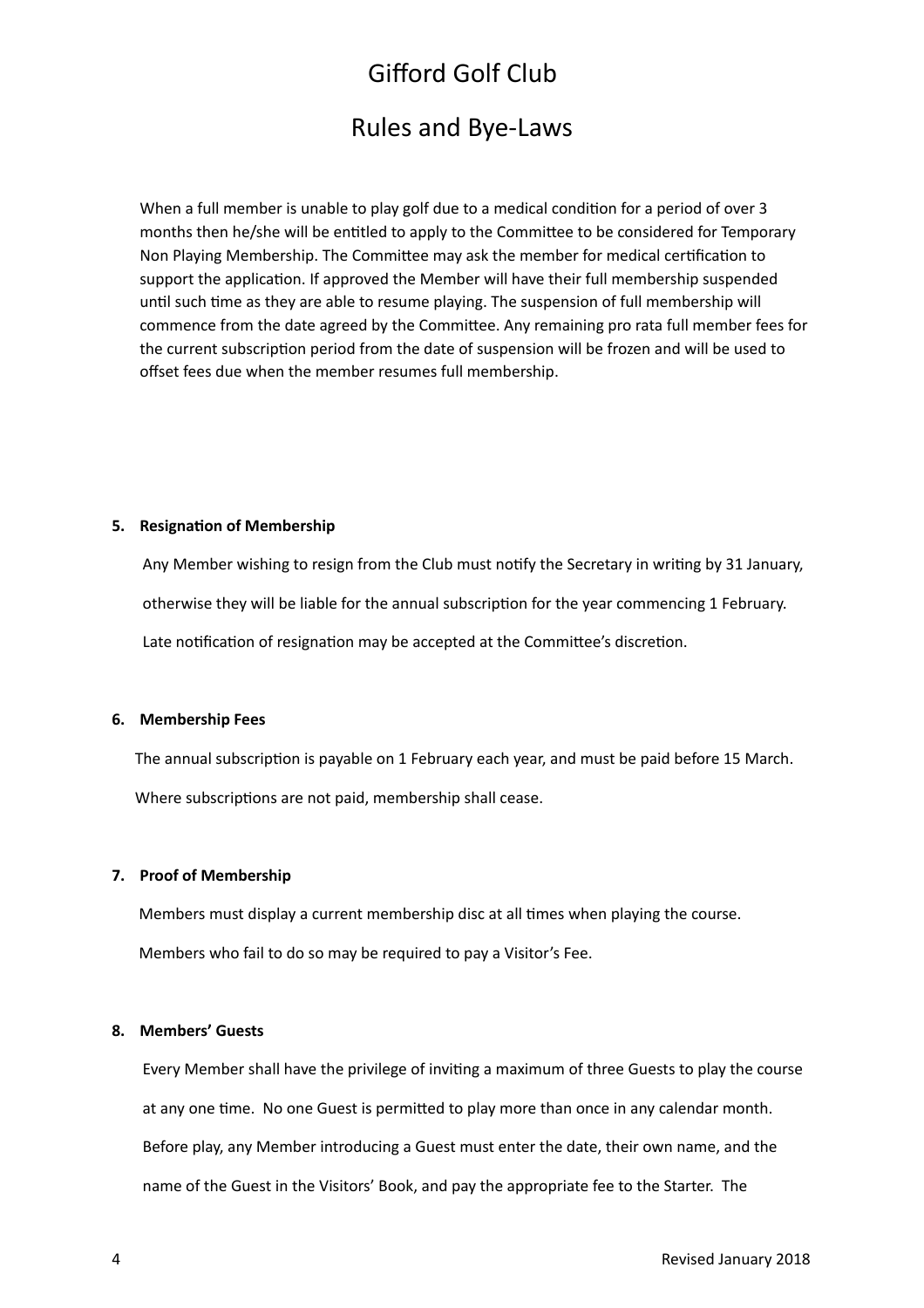# Gifford Golf Club

## Rules and Bye-Laws

When a full member is unable to play golf due to a medical condition for a period of over 3 months then he/she will be entitled to apply to the Committee to be considered for Temporary Non Playing Membership. The Committee may ask the member for medical certification to support the application. If approved the Member will have their full membership suspended until such time as they are able to resume playing. The suspension of full membership will commence from the date agreed by the Committee. Any remaining pro rata full member fees for the current subscription period from the date of suspension will be frozen and will be used to offset fees due when the member resumes full membership.

### 5. Resignation of Membership

Any Member wishing to resign from the Club must notify the Secretary in writing by 31 January, otherwise they will be liable for the annual subscription for the year commencing 1 February. Late notification of resignation may be accepted at the Committee's discretion.

### 6. Membership Fees

The annual subscription is payable on 1 February each year, and must be paid before 15 March. Where subscriptions are not paid, membership shall cease.

### 7. Proof of Membership

Members must display a current membership disc at all times when playing the course. Members who fail to do so may be required to pay a Visitor's Fee.

### 8. Members' Guests

Every Member shall have the privilege of inviting a maximum of three Guests to play the course at any one time. No one Guest is permitted to play more than once in any calendar month. Before play, any Member introducing a Guest must enter the date, their own name, and the name of the Guest in the Visitors' Book, and pay the appropriate fee to the Starter. The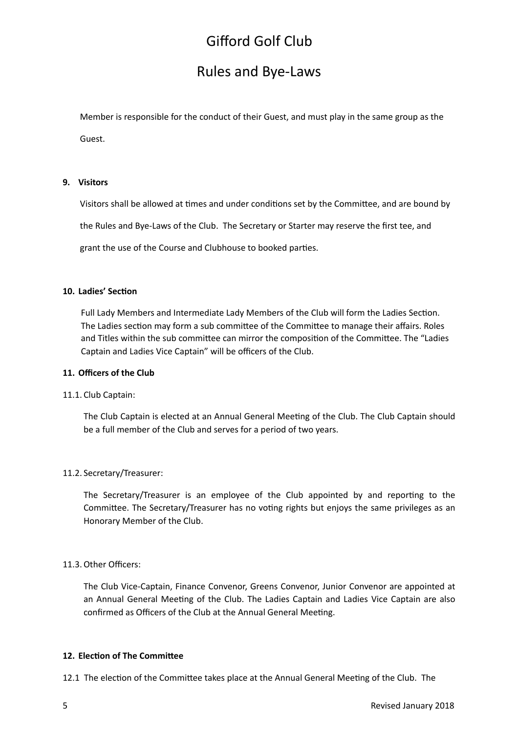Member is responsible for the conduct of their Guest, and must play in the same group as the Guest.

**9. Visitors**

Visitors shall be allowed at times and under conditions set by the Committee, and are bound by the Rules and Bye-Laws of the Club. The Secretary or Starter may reserve the first tee, and grant the use of the Course and Clubhouse to booked parties.

**10. Ladies' Section**

Full Lady Members and Intermediate Lady Members of the Club will form the Ladies Section. The Ladies section may form a sub committee of the Committee to manage their affairs. Roles and Titles within the sub committee can mirror the composition of the Committee. The "Ladies Captain and Ladies Vice Captain" will be officers of the Club.

**11. Officers of the Club**

11.1. Club Captain:

The Club Captain is elected at an Annual General Meeting of the Club. The Club Captain should be a full member of the Club and serves for a period of two years.

11.2. Secretary/Treasurer:

The Secretary/Treasurer is an employee of the Club appointed by and reporting to the Committee. The Secretary/Treasurer has no voting rights but enjoys the same privileges as an Honorary Member of the Club.

11.3. Other Officers:

The Club Vice-Captain, Finance Convenor, Greens Convenor, Junior Convenor are appointed at an Annual General Meeting of the Club. The Ladies Captain and Ladies Vice Captain are also confirmed as Officers of the Club at the Annual General Meeting.

**12. Election of The Committee**

12.1 The election of the Committee takes place at the Annual General Meeting of the Club. The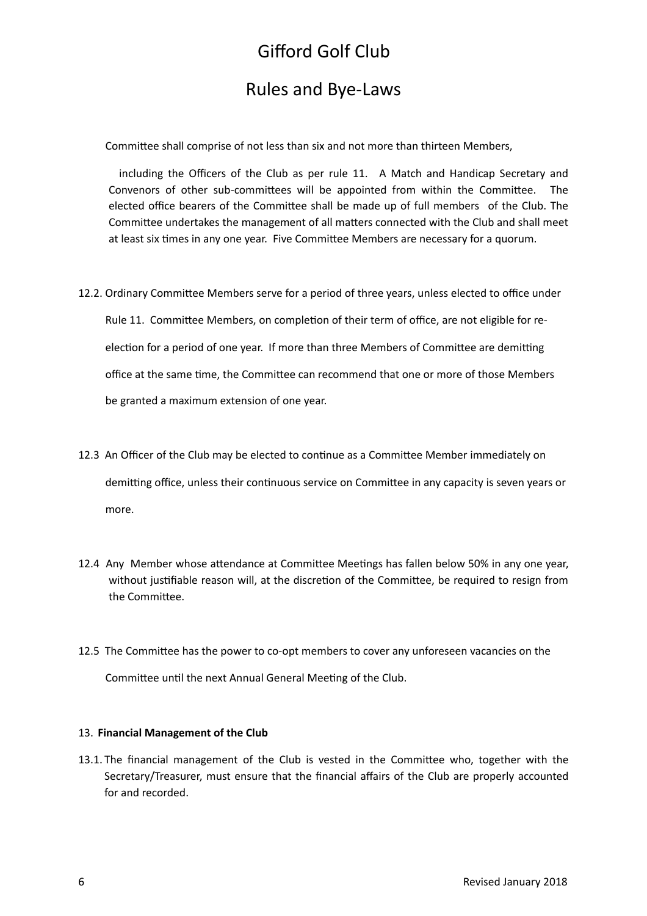Committee shall comprise of not less than six and not more than thirteen Members, including the Officers of the Club as per rule 11. A Match and Handicap Secretary and Convenors of other sub-committees will be appointed from within the Committee. The elected office bearers of the Committee shall be made up of full members of the Club. The Committee undertakes the management of all matters connected with the Club and shall meet at least six times in any one year. Five Committee Members are necessary for a quorum.

12.2. Ordinary Committee Members serve for a period of three years, unless elected to office under Rule 11. Committee Members, on completion of their term of office, are not eligible for re-election for a period of one year. If more than three Members of Committee are demitting office at the same time, the Committee can recommend that one or more of those Members be granted a maximum extension of one year.

12.3 An Officer of the Club may be elected to continue as a Committee Member immediately on demitting office, unless their continuous service on Committee in any capacity is seven years or more.

12.4 Any Member whose attendance at Committee Meetings has fallen below 50% in any one year, without justifiable reason will, at the discretion of the Committee, be required to resign from the Committee.

12.5 The Committee has the power to co-opt members to cover any unforeseen vacancies on the Committee until the next Annual General Meeting of the Club.

13. **Financial Management of the Club**

13.1. The financial management of the Club is vested in the Committee who, together with the Secretary/Treasurer, must ensure that the financial affairs of the Club are properly accounted for and recorded.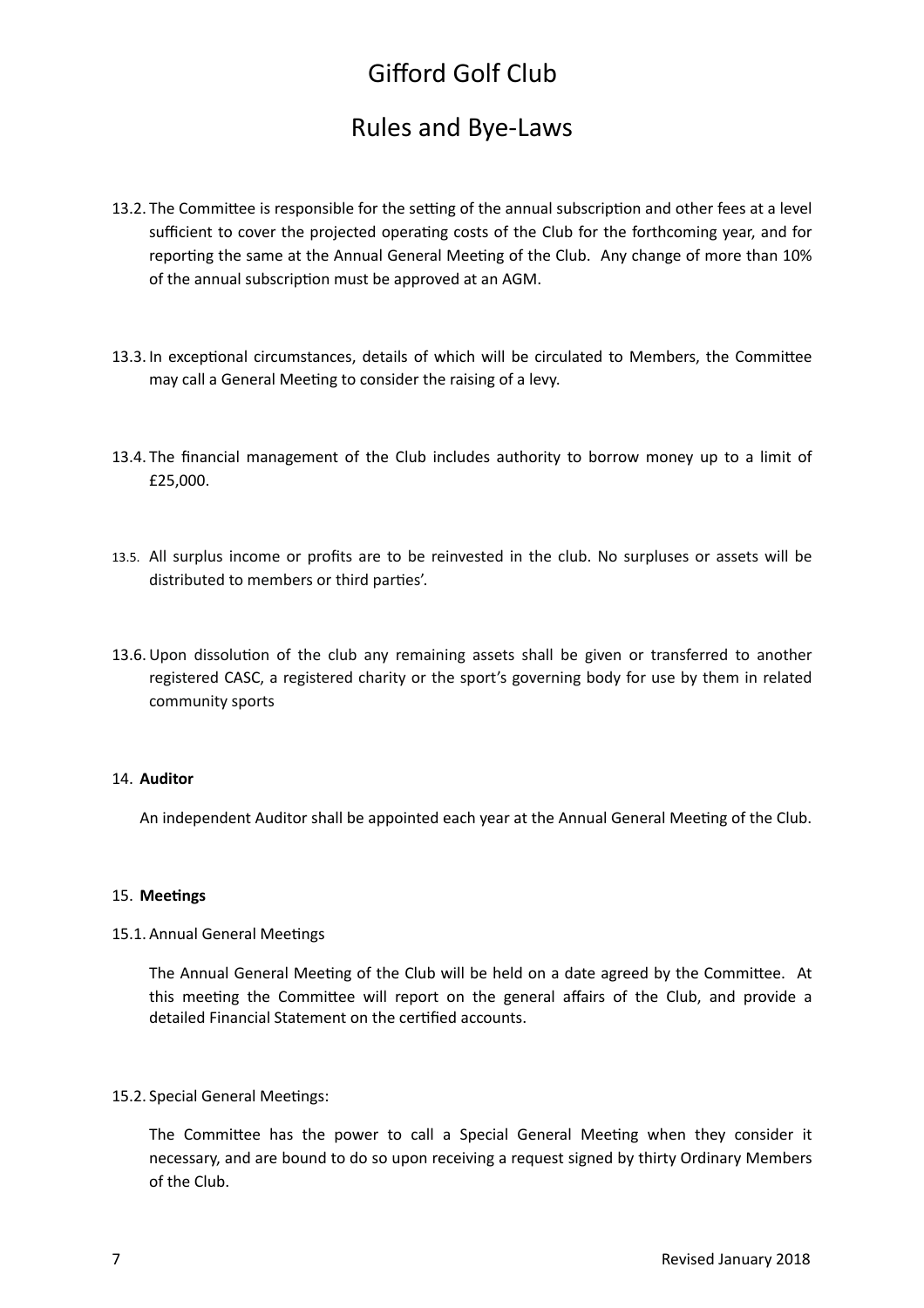13.2. The Committee is responsible for the setting of the annual subscription and other fees at a level sufficient to cover the projected operating costs of the Club for the forthcoming year, and for reporting the same at the Annual General Meeting of the Club. Any change of more than 10% of the annual subscription must be approved at an AGM.

13.3. In exceptional circumstances, details of which will be circulated to Members, the Committee may call a General Meeting to consider the raising of a levy.

13.4. The financial management of the Club includes authority to borrow money up to a limit of £25,000.

13.5. All surplus income or profits are to be reinvested in the club. No surpluses or assets will be distributed to members or third parties'.

13.6. Upon dissolution of the club any remaining assets shall be given or transferred to another registered CASC, a registered charity or the sport's governing body for use by them in related community sports

14. **Auditor**

An independent Auditor shall be appointed each year at the Annual General Meeting of the Club.

15. **Meetings**

15.1. Annual General Meetings

The Annual General Meeting of the Club will be held on a date agreed by the Committee. At this meeting the Committee will report on the general affairs of the Club, and provide a detailed Financial Statement on the certified accounts.

15.2. Special General Meetings:

The Committee has the power to call a Special General Meeting when they consider it necessary, and are bound to do so upon receiving a request signed by thirty Ordinary Members of the Club.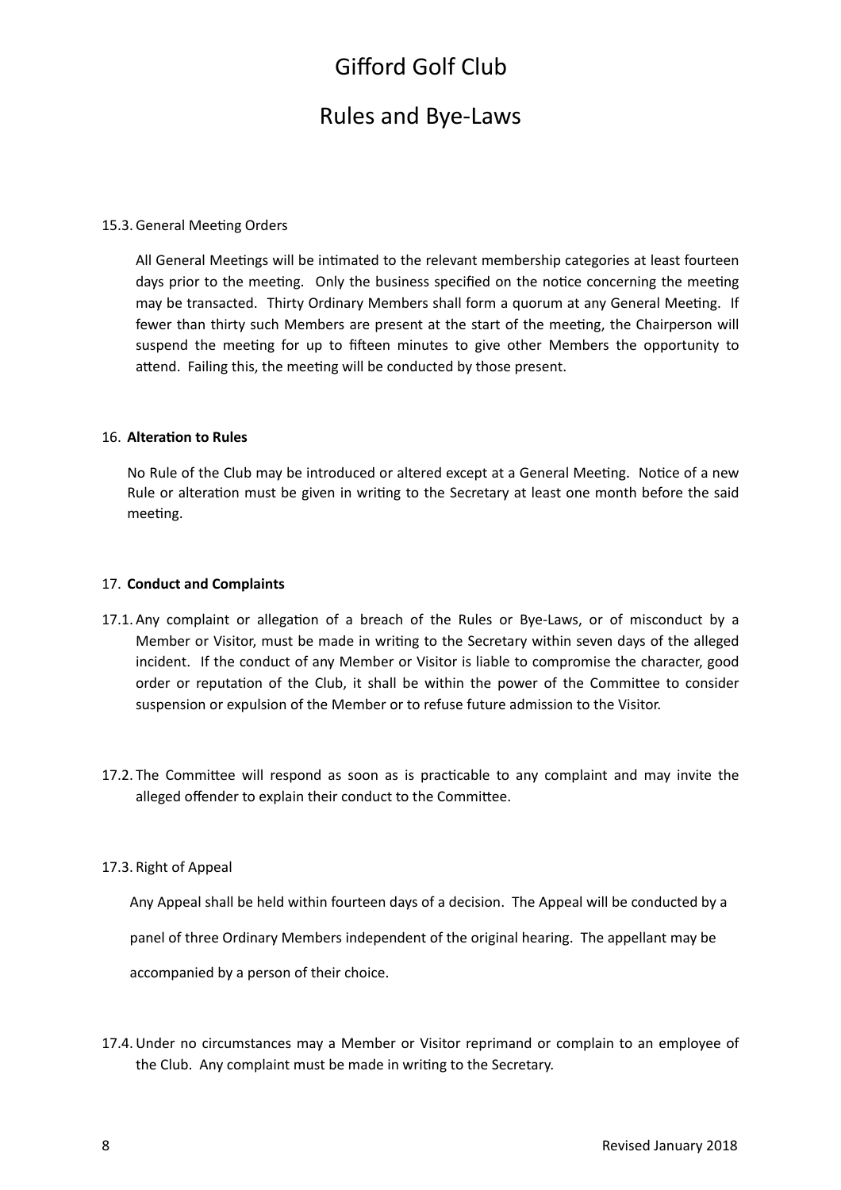# Gifford Golf Club

# Rules and Bye-Laws

15.3. General Meeting Orders

All General Meetings will be intimated to the relevant membership categories at least fourteen days prior to the meeting. Only the business specified on the notice concerning the meeting may be transacted. Thirty Ordinary Members shall form a quorum at any General Meeting. If fewer than thirty such Members are present at the start of the meeting, the Chairperson will suspend the meeting for up to fifteen minutes to give other Members the opportunity to attend. Failing this, the meeting will be conducted by those present.

16. **Alteration to Rules**

No Rule of the Club may be introduced or altered except at a General Meeting. Notice of a new Rule or alteration must be given in writing to the Secretary at least one month before the said meeting.

17. **Conduct and Complaints**

17.1. Any complaint or allegation of a breach of the Rules or Bye-Laws, or of misconduct by a Member or Visitor, must be made in writing to the Secretary within seven days of the alleged incident. If the conduct of any Member or Visitor is liable to compromise the character, good order or reputation of the Club, it shall be within the power of the Committee to consider suspension or expulsion of the Member or to refuse future admission to the Visitor.

17.2. The Committee will respond as soon as is practicable to any complaint and may invite the alleged offender to explain their conduct to the Committee.

17.3. Right of Appeal

Any Appeal shall be held within fourteen days of a decision. The Appeal will be conducted by a panel of three Ordinary Members independent of the original hearing. The appellant may be accompanied by a person of their choice.

17.4. Under no circumstances may a Member or Visitor reprimand or complain to an employee of the Club. Any complaint must be made in writing to the Secretary.

Revised January 2018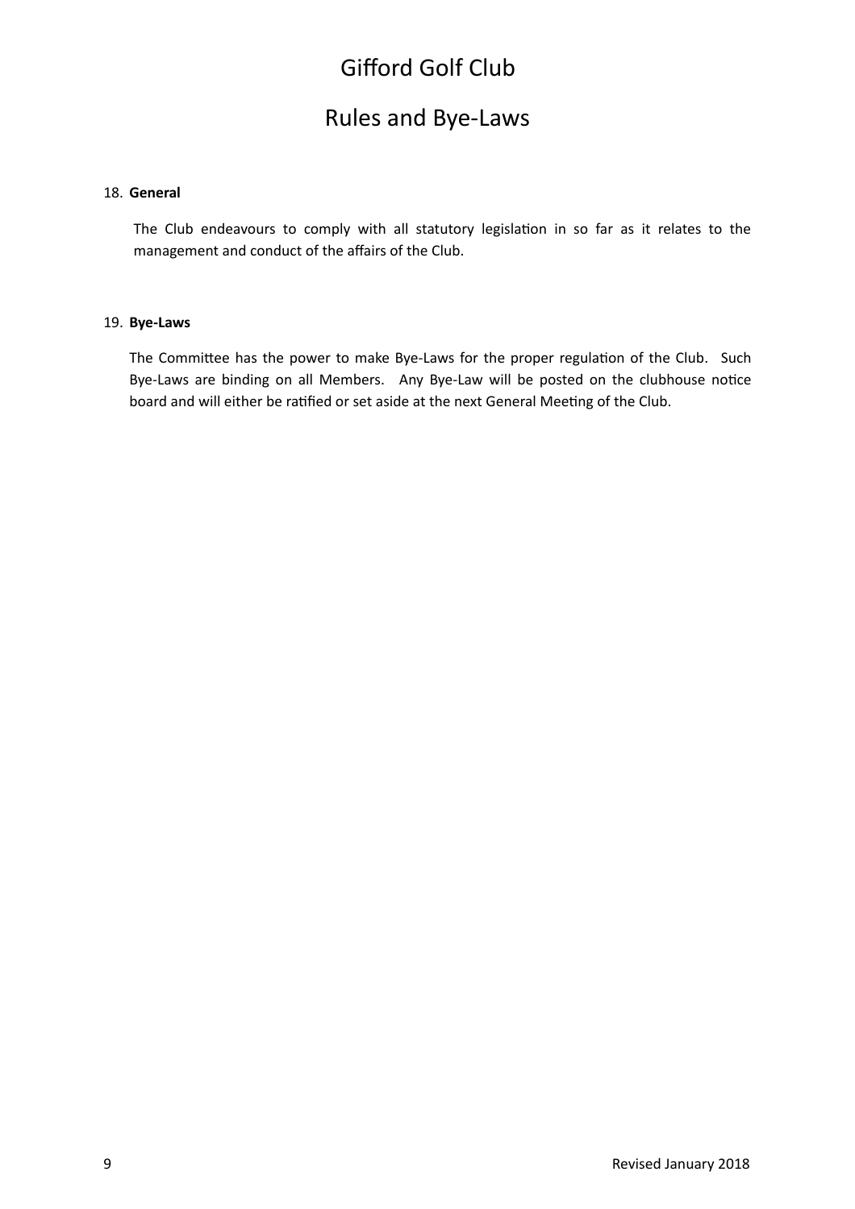# Gifford Golf Club

## Rules and Bye-Laws

18. **General**

The Club endeavours to comply with all statutory legislation in so far as it relates to the management and conduct of the affairs of the Club.

19. **Bye-Laws**

The Committee has the power to make Bye-Laws for the proper regulation of the Club. Such Bye-Laws are binding on all Members. Any Bye-Law will be posted on the clubhouse notice board and will either be ratified or set aside at the next General Meeting of the Club.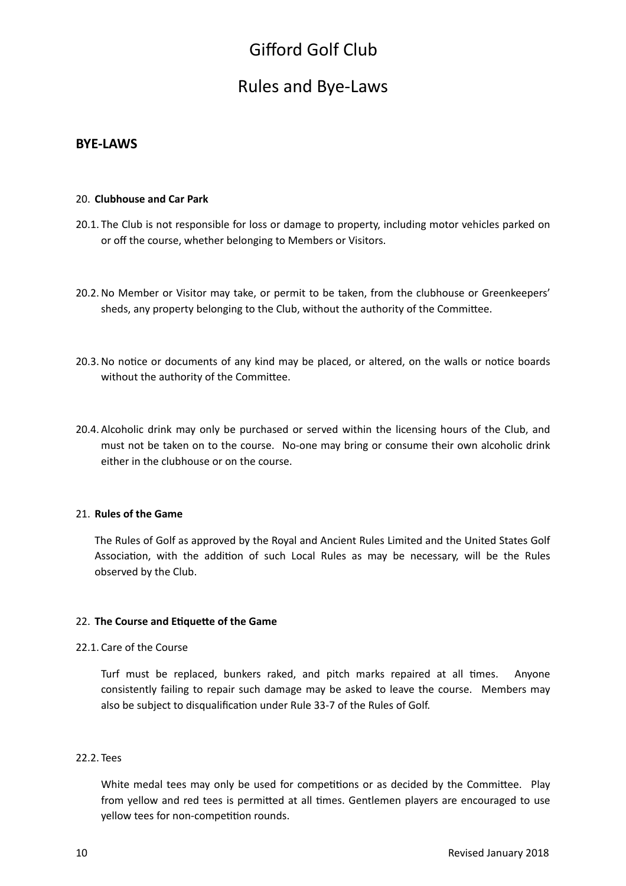# Gifford Golf Club

# Rules and Bye-Laws

## BYE-LAWS

### 20. Clubhouse and Car Park

20.1. The Club is not responsible for loss or damage to property, including motor vehicles parked on or off the course, whether belonging to Members or Visitors.

20.2. No Member or Visitor may take, or permit to be taken, from the clubhouse or Greenkeepers' sheds, any property belonging to the Club, without the authority of the Committee.

20.3. No notice or documents of any kind may be placed, or altered, on the walls or notice boards without the authority of the Committee.

20.4. Alcoholic drink may only be purchased or served within the licensing hours of the Club, and must not be taken on to the course. No-one may bring or consume their own alcoholic drink either in the clubhouse or on the course.

### 21. Rules of the Game

The Rules of Golf as approved by the Royal and Ancient Rules Limited and the United States Golf Association, with the addition of such Local Rules as may be necessary, will be the Rules observed by the Club.

### 22. The Course and Etiquette of the Game

22.1. Care of the Course

Turf must be replaced, bunkers raked, and pitch marks repaired at all times. Anyone consistently failing to repair such damage may be asked to leave the course. Members may also be subject to disqualification under Rule 33-7 of the Rules of Golf.

22.2. Tees

White medal tees may only be used for competitions or as decided by the Committee. Play from yellow and red tees is permitted at all times. Gentlemen players are encouraged to use yellow tees for non-competition rounds.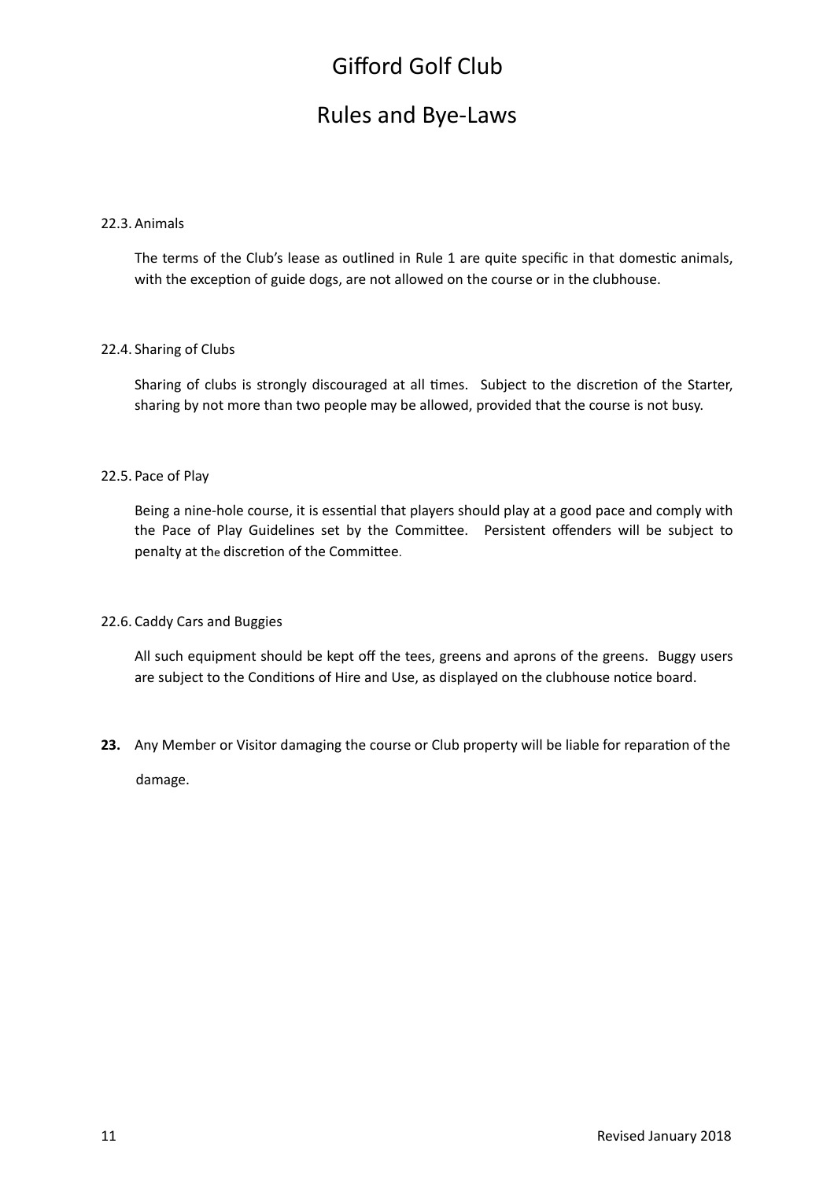22.3. Animals

The terms of the Club's lease as outlined in Rule 1 are quite specific in that domestic animals, with the exception of guide dogs, are not allowed on the course or in the clubhouse.

22.4. Sharing of Clubs

Sharing of clubs is strongly discouraged at all times. Subject to the discretion of the Starter, sharing by not more than two people may be allowed, provided that the course is not busy.

22.5. Pace of Play

Being a nine-hole course, it is essential that players should play at a good pace and comply with the Pace of Play Guidelines set by the Committee. Persistent offenders will be subject to penalty at the discretion of the Committee.

22.6. Caddy Cars and Buggies

All such equipment should be kept off the tees, greens and aprons of the greens. Buggy users are subject to the Conditions of Hire and Use, as displayed on the clubhouse notice board.

**23.** Any Member or Visitor damaging the course or Club property will be liable for reparation of the damage.